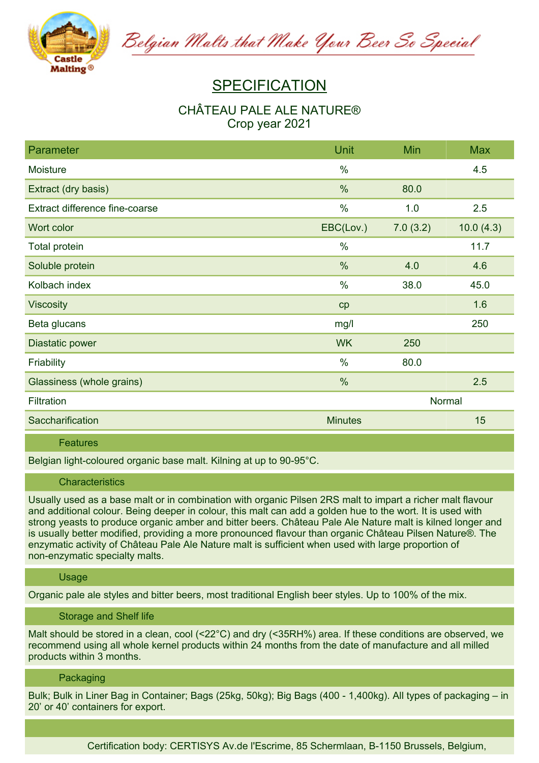Belgian Malts that Make Your Beer So Special

# SPECIFICATION

## CHÂTEAU PALE ALE NATURE®
Crop year 2021

| Parameter | Unit | Min | Max |
|---|---|---|---|
| Moisture | % | | 4.5 |
| Extract (dry basis) | % | 80.0 | |
| Extract difference fine-coarse | % | 1.0 | 2.5 |
| Wort color | EBC(Lov.) | 7.0 (3.2) | 10.0 (4.3) |
| Total protein | % | | 11.7 |
| Soluble protein | % | 4.0 | 4.6 |
| Kolbach index | % | 38.0 | 45.0 |
| Viscosity | cp | | 1.6 |
| Beta glucans | mg/l | | 250 |
| Diastatic power | WK | 250 | |
| Friability | % | 80.0 | |
| Glassiness (whole grains) | % | | 2.5 |
| Filtration | | Normal | |
| Saccharification | Minutes | | 15 |

### Features

Belgian light-coloured organic base malt. Kilning at up to 90-95°C.

### Characteristics

Usually used as a base malt or in combination with organic Pilsen 2RS malt to impart a richer malt flavour and additional colour. Being deeper in colour, this malt can add a golden hue to the wort. It is used with strong yeasts to produce organic amber and bitter beers. Château Pale Ale Nature malt is kilned longer and is usually better modified, providing a more pronounced flavour than organic Château Pilsen Nature®. The enzymatic activity of Château Pale Ale Nature malt is sufficient when used with large proportion of non-enzymatic specialty malts.

### Usage

Organic pale ale styles and bitter beers, most traditional English beer styles. Up to 100% of the mix.

### Storage and Shelf life

Malt should be stored in a clean, cool (<22°C) and dry (<35RH%) area. If these conditions are observed, we recommend using all whole kernel products within 24 months from the date of manufacture and all milled products within 3 months.

### Packaging

Bulk; Bulk in Liner Bag in Container; Bags (25kg, 50kg); Big Bags (400 - 1,400kg). All types of packaging – in 20' or 40' containers for export.

Certification body: CERTISYS Av.de l'Escrime, 85 Schermlaan, B-1150 Brussels, Belgium,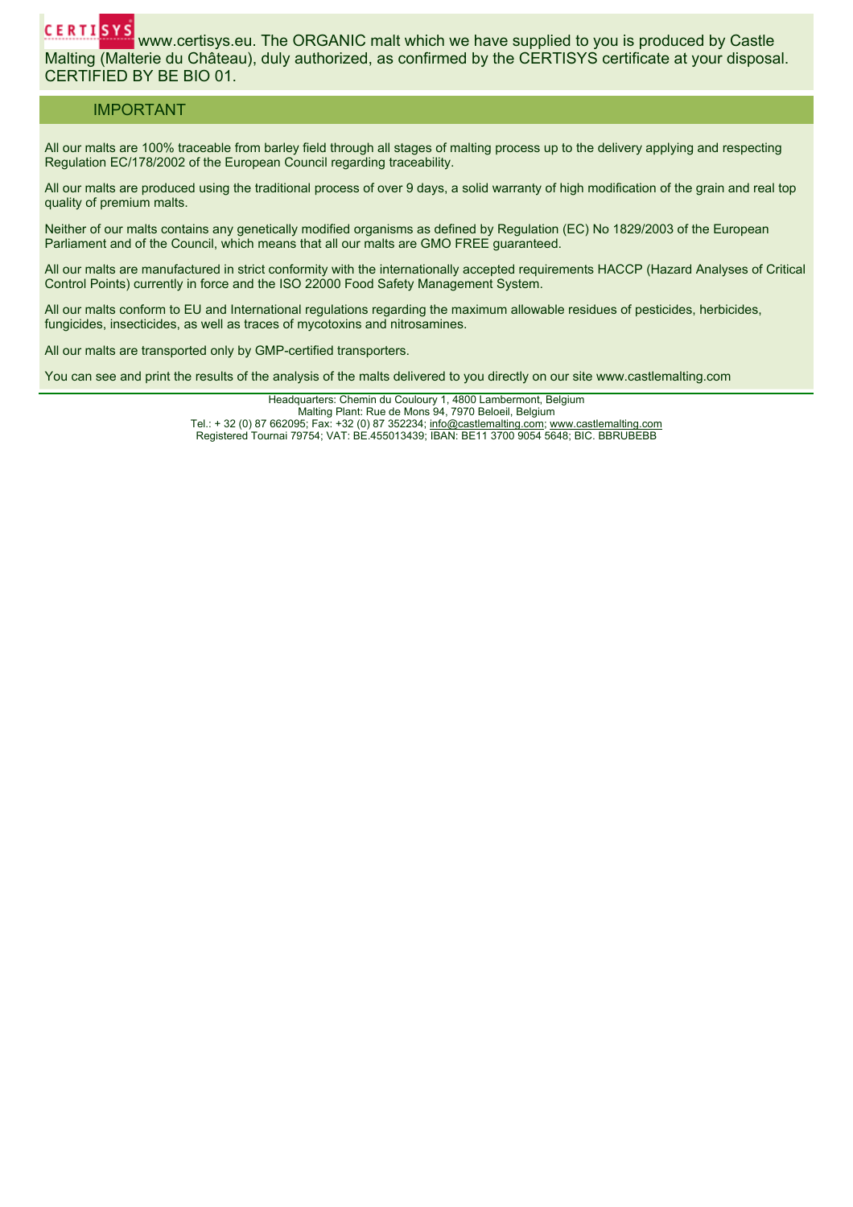CERTISYS www.certisys.eu. The ORGANIC malt which we have supplied to you is produced by Castle Malting (Malterie du Château), duly authorized, as confirmed by the CERTISYS certificate at your disposal. CERTIFIED BY BE BIO 01.

## IMPORTANT

All our malts are 100% traceable from barley field through all stages of malting process up to the delivery applying and respecting Regulation EC/178/2002 of the European Council regarding traceability.

All our malts are produced using the traditional process of over 9 days, a solid warranty of high modification of the grain and real top quality of premium malts.

Neither of our malts contains any genetically modified organisms as defined by Regulation (EC) No 1829/2003 of the European Parliament and of the Council, which means that all our malts are GMO FREE guaranteed.

All our malts are manufactured in strict conformity with the internationally accepted requirements HACCP (Hazard Analyses of Critical Control Points) currently in force and the ISO 22000 Food Safety Management System.

All our malts conform to EU and International regulations regarding the maximum allowable residues of pesticides, herbicides, fungicides, insecticides, as well as traces of mycotoxins and nitrosamines.

All our malts are transported only by GMP-certified transporters.

You can see and print the results of the analysis of the malts delivered to you directly on our site www.castlemalting.com

Headquarters: Chemin du Couloury 1, 4800 Lambermont, Belgium
Malting Plant: Rue de Mons 94, 7970 Beloeil, Belgium
Tel.: + 32 (0) 87 662095; Fax: +32 (0) 87 352234; info@castlemalting.com; www.castlemalting.com
Registered Tournai 79754; VAT: BE.455013439; IBAN: BE11 3700 9054 5648; BIC. BBRUBEBB